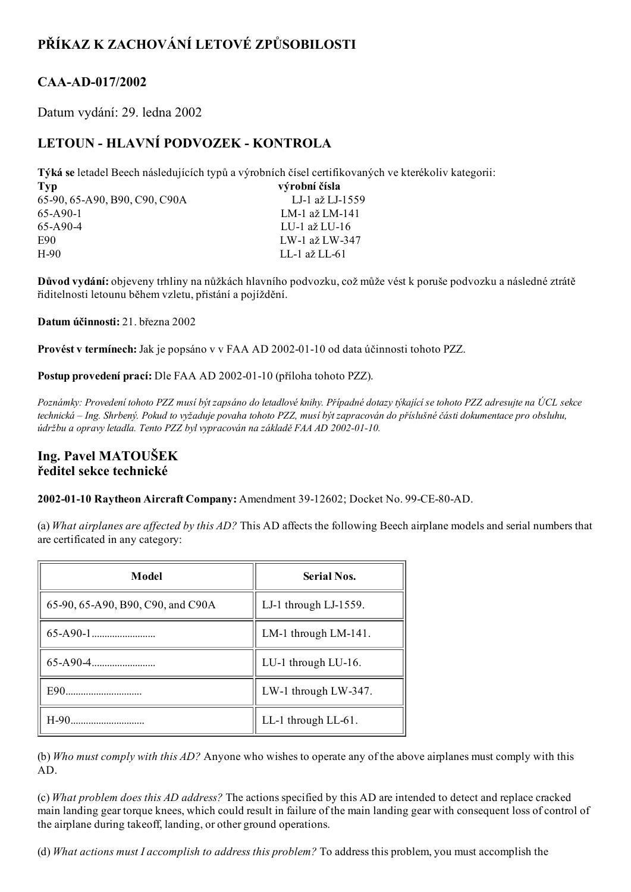# PŘÍKAZ K ZACHOVÁNÍ LETOVÉ ZPŮSOBILOSTI

## CAA-AD-017/2002

Datum vydání: 29. ledna 2002

## LETOUN - HLAVNÍ PODVOZEK - KONTROLA

**Týká se** letadel Beech následujících typů a výrobních čísel certifikovaných ve kterékoliv kategorii:

| **Typ** | **výrobní čísla** |
|---|---|
| 65-90, 65-A90, B90, C90, C90A | LJ-1 až LJ-1559 |
| 65-A90-1 | LM-1 až LM-141 |
| 65-A90-4 | LU-1 až LU-16 |
| E90 | LW-1 až LW-347 |
| H-90 | LL-1 až LL-61 |

**Důvod vydání:** objeveny trhliny na nůžkách hlavního podvozku, což může vést k poruše podvozku a následné ztrátě řiditelnosti letounu během vzletu, přistání a pojíždění.

**Datum účinnosti:** 21. března 2002

**Provést v termínech:** Jak je popsáno v v FAA AD 2002-01-10 od data účinnosti tohoto PZZ.

**Postup provedení prací:** Dle FAA AD 2002-01-10 (příloha tohoto PZZ).

*Poznámky: Provedení tohoto PZZ musí být zapsáno do letadlové knihy. Případné dotazy týkající se tohoto PZZ adresujte na ÚCL sekce technická – Ing. Shrbený. Pokud to vyžaduje povaha tohoto PZZ, musí být zapracován do příslušné části dokumentace pro obsluhu, údržbu a opravy letadla. Tento PZZ byl vypracován na základě FAA AD 2002-01-10.*

### Ing. Pavel MATOUŠEK
### ředitel sekce technické

**2002-01-10 Raytheon Aircraft Company:** Amendment 39-12602; Docket No. 99-CE-80-AD.

(a) *What airplanes are affected by this AD?* This AD affects the following Beech airplane models and serial numbers that are certificated in any category:

| Model | Serial Nos. |
|---|---|
| 65-90, 65-A90, B90, C90, and C90A | LJ-1 through LJ-1559. |
| 65-A90-1......................... | LM-1 through LM-141. |
| 65-A90-4......................... | LU-1 through LU-16. |
| E90.............................. | LW-1 through LW-347. |
| H-90............................. | LL-1 through LL-61. |

(b) *Who must comply with this AD?* Anyone who wishes to operate any of the above airplanes must comply with this AD.

(c) *What problem does this AD address?* The actions specified by this AD are intended to detect and replace cracked main landing gear torque knees, which could result in failure of the main landing gear with consequent loss of control of the airplane during takeoff, landing, or other ground operations.

(d) *What actions must I accomplish to address this problem?* To address this problem, you must accomplish the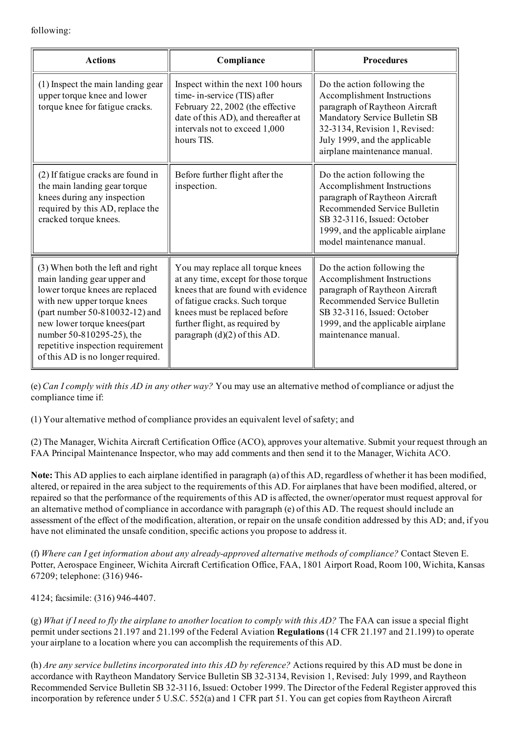following:

| Actions | Compliance | Procedures |
|---|---|---|
| (1) Inspect the main landing gear upper torque knee and lower torque knee for fatigue cracks. | Inspect within the next 100 hours time- in-service (TIS) after February 22, 2002 (the effective date of this AD), and thereafter at intervals not to exceed 1,000 hours TIS. | Do the action following the Accomplishment Instructions paragraph of Raytheon Aircraft Mandatory Service Bulletin SB 32-3134, Revision 1, Revised: July 1999, and the applicable airplane maintenance manual. |
| (2) If fatigue cracks are found in the main landing gear torque knees during any inspection required by this AD, replace the cracked torque knees. | Before further flight after the inspection. | Do the action following the Accomplishment Instructions paragraph of Raytheon Aircraft Recommended Service Bulletin SB 32-3116, Issued: October 1999, and the applicable airplane model maintenance manual. |
| (3) When both the left and right main landing gear upper and lower torque knees are replaced with new upper torque knees (part number 50-810032-12) and new lower torque knees(part number 50-810295-25), the repetitive inspection requirement of this AD is no longer required. | You may replace all torque knees at any time, except for those torque knees that are found with evidence of fatigue cracks. Such torque knees must be replaced before further flight, as required by paragraph (d)(2) of this AD. | Do the action following the Accomplishment Instructions paragraph of Raytheon Aircraft Recommended Service Bulletin SB 32-3116, Issued: October 1999, and the applicable airplane maintenance manual. |

(e) *Can I comply with this AD in any other way?* You may use an alternative method of compliance or adjust the compliance time if:

(1) Your alternative method of compliance provides an equivalent level of safety; and

(2) The Manager, Wichita Aircraft Certification Office (ACO), approves your alternative. Submit your request through an FAA Principal Maintenance Inspector, who may add comments and then send it to the Manager, Wichita ACO.

**Note:** This AD applies to each airplane identified in paragraph (a) of this AD, regardless of whether it has been modified, altered, or repaired in the area subject to the requirements of this AD. For airplanes that have been modified, altered, or repaired so that the performance of the requirements of this AD is affected, the owner/operator must request approval for an alternative method of compliance in accordance with paragraph (e) of this AD. The request should include an assessment of the effect of the modification, alteration, or repair on the unsafe condition addressed by this AD; and, if you have not eliminated the unsafe condition, specific actions you propose to address it.

(f) *Where can I get information about any already-approved alternative methods of compliance?* Contact Steven E. Potter, Aerospace Engineer, Wichita Aircraft Certification Office, FAA, 1801 Airport Road, Room 100, Wichita, Kansas 67209; telephone: (316) 946-

4124; facsimile: (316) 946-4407.

(g) *What if I need to fly the airplane to another location to comply with this AD?* The FAA can issue a special flight permit under sections 21.197 and 21.199 of the Federal Aviation **Regulations** (14 CFR 21.197 and 21.199) to operate your airplane to a location where you can accomplish the requirements of this AD.

(h) *Are any service bulletins incorporated into this AD by reference?* Actions required by this AD must be done in accordance with Raytheon Mandatory Service Bulletin SB 32-3134, Revision 1, Revised: July 1999, and Raytheon Recommended Service Bulletin SB 32-3116, Issued: October 1999. The Director of the Federal Register approved this incorporation by reference under 5 U.S.C. 552(a) and 1 CFR part 51. You can get copies from Raytheon Aircraft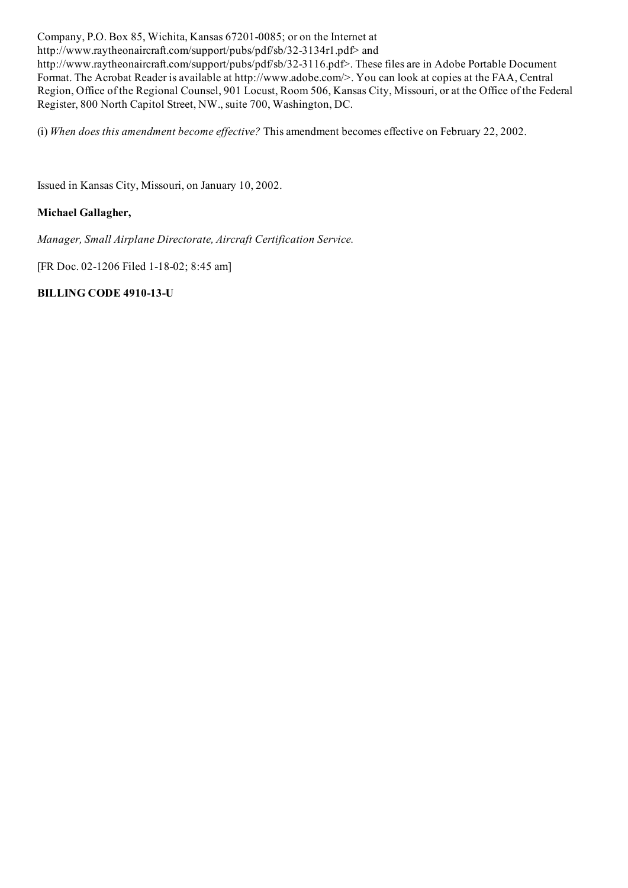Company, P.O. Box 85, Wichita, Kansas 67201-0085; or on the Internet at http://www.raytheonaircraft.com/support/pubs/pdf/sb/32-3134r1.pdf> and http://www.raytheonaircraft.com/support/pubs/pdf/sb/32-3116.pdf>. These files are in Adobe Portable Document Format. The Acrobat Reader is available at http://www.adobe.com/>. You can look at copies at the FAA, Central Region, Office of the Regional Counsel, 901 Locust, Room 506, Kansas City, Missouri, or at the Office of the Federal Register, 800 North Capitol Street, NW., suite 700, Washington, DC.

(i) *When does this amendment become effective?* This amendment becomes effective on February 22, 2002.

Issued in Kansas City, Missouri, on January 10, 2002.

**Michael Gallagher,**

*Manager, Small Airplane Directorate, Aircraft Certification Service.*

[FR Doc. 02-1206 Filed 1-18-02; 8:45 am]

**BILLING CODE 4910-13-U**